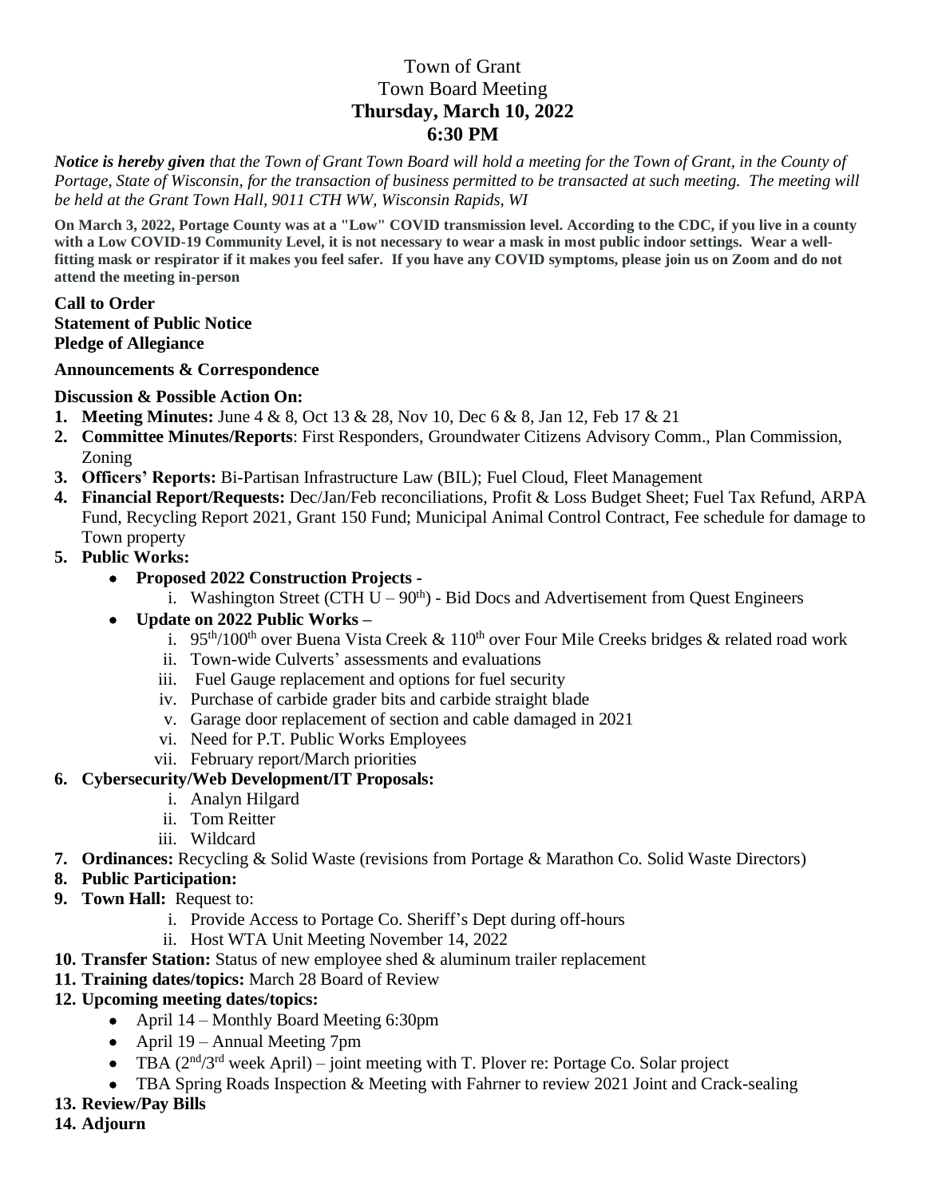# Town of Grant
## Town Board Meeting
## **Thursday, March 10, 2022**
## **6:30 PM**

***Notice is hereby given*** *that the Town of Grant Town Board will hold a meeting for the Town of Grant, in the County of Portage, State of Wisconsin, for the transaction of business permitted to be transacted at such meeting. The meeting will be held at the Grant Town Hall, 9011 CTH WW, Wisconsin Rapids, WI*

**On March 3, 2022, Portage County was at a "Low" COVID transmission level. According to the CDC, if you live in a county with a Low COVID-19 Community Level, it is not necessary to wear a mask in most public indoor settings. Wear a well-fitting mask or respirator if it makes you feel safer. If you have any COVID symptoms, please join us on Zoom and do not attend the meeting in-person**

**Call to Order**
**Statement of Public Notice**
**Pledge of Allegiance**

**Announcements & Correspondence**

**Discussion & Possible Action On:**

1. **Meeting Minutes:** June 4 & 8, Oct 13 & 28, Nov 10, Dec 6 & 8, Jan 12, Feb 17 & 21
2. **Committee Minutes/Reports**: First Responders, Groundwater Citizens Advisory Comm., Plan Commission, Zoning
3. **Officers' Reports:** Bi-Partisan Infrastructure Law (BIL); Fuel Cloud, Fleet Management
4. **Financial Report/Requests:** Dec/Jan/Feb reconciliations, Profit & Loss Budget Sheet; Fuel Tax Refund, ARPA Fund, Recycling Report 2021, Grant 150 Fund; Municipal Animal Control Contract, Fee schedule for damage to Town property
5. **Public Works:**
   - **Proposed 2022 Construction Projects -**
     1. Washington Street (CTH U – 90th) - Bid Docs and Advertisement from Quest Engineers
   - **Update on 2022 Public Works –**
     1. 95th/100th over Buena Vista Creek & 110th over Four Mile Creeks bridges & related road work
     2. Town-wide Culverts' assessments and evaluations
     3. Fuel Gauge replacement and options for fuel security
     4. Purchase of carbide grader bits and carbide straight blade
     5. Garage door replacement of section and cable damaged in 2021
     6. Need for P.T. Public Works Employees
     7. February report/March priorities
6. **Cybersecurity/Web Development/IT Proposals:**
   1. Analyn Hilgard
   2. Tom Reitter
   3. Wildcard
7. **Ordinances:** Recycling & Solid Waste (revisions from Portage & Marathon Co. Solid Waste Directors)
8. **Public Participation:**
9. **Town Hall:** Request to:
   1. Provide Access to Portage Co. Sheriff's Dept during off-hours
   2. Host WTA Unit Meeting November 14, 2022
10. **Transfer Station:** Status of new employee shed & aluminum trailer replacement
11. **Training dates/topics:** March 28 Board of Review
12. **Upcoming meeting dates/topics:**
    - April 14 – Monthly Board Meeting 6:30pm
    - April 19 – Annual Meeting 7pm
    - TBA (2nd/3rd week April) – joint meeting with T. Plover re: Portage Co. Solar project
    - TBA Spring Roads Inspection & Meeting with Fahrner to review 2021 Joint and Crack-sealing
13. **Review/Pay Bills**
14. **Adjourn**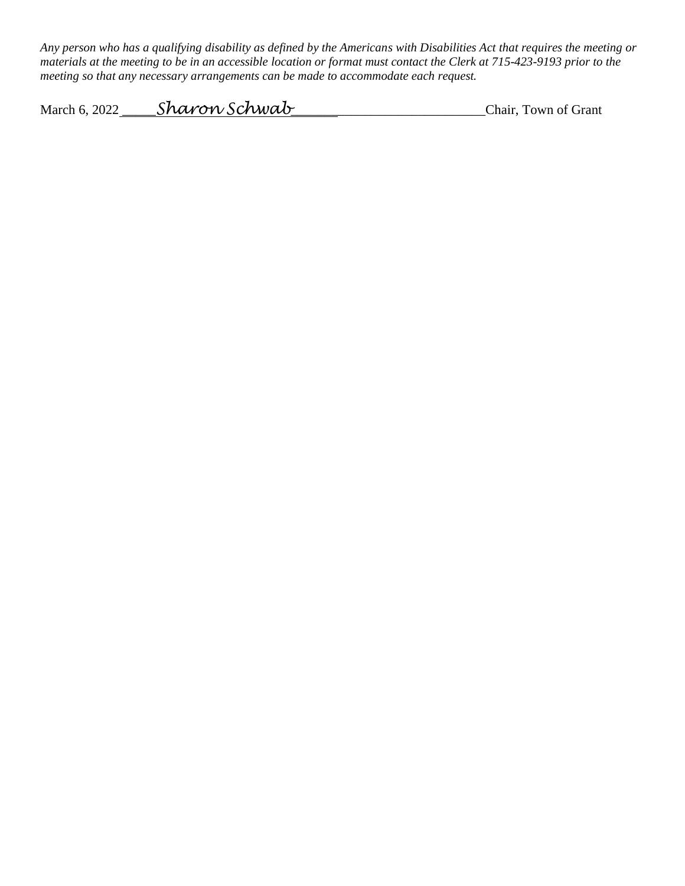*Any person who has a qualifying disability as defined by the Americans with Disabilities Act that requires the meeting or materials at the meeting to be in an accessible location or format must contact the Clerk at 715-423-9193 prior to the meeting so that any necessary arrangements can be made to accommodate each request.*

March 6, 2022 _____*Sharon Schwab*______________________________Chair, Town of Grant